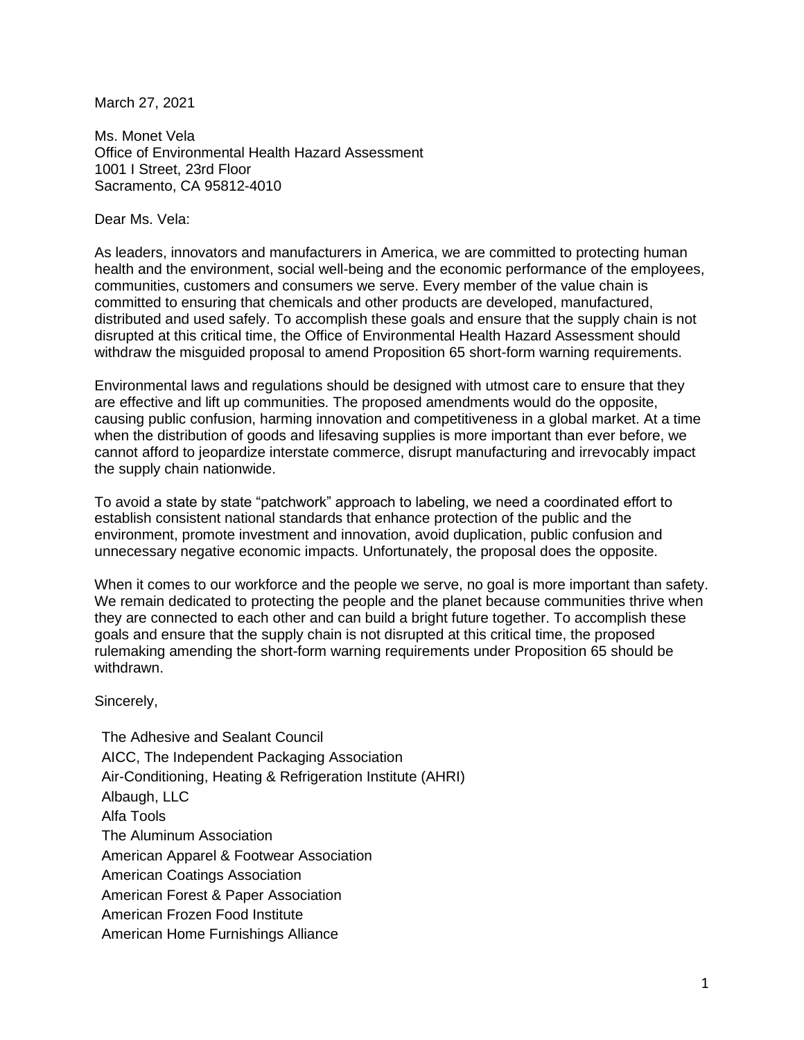March 27, 2021

Ms. Monet Vela
Office of Environmental Health Hazard Assessment
1001 I Street, 23rd Floor
Sacramento, CA 95812-4010

Dear Ms. Vela:

As leaders, innovators and manufacturers in America, we are committed to protecting human health and the environment, social well-being and the economic performance of the employees, communities, customers and consumers we serve. Every member of the value chain is committed to ensuring that chemicals and other products are developed, manufactured, distributed and used safely. To accomplish these goals and ensure that the supply chain is not disrupted at this critical time, the Office of Environmental Health Hazard Assessment should withdraw the misguided proposal to amend Proposition 65 short-form warning requirements.

Environmental laws and regulations should be designed with utmost care to ensure that they are effective and lift up communities. The proposed amendments would do the opposite, causing public confusion, harming innovation and competitiveness in a global market. At a time when the distribution of goods and lifesaving supplies is more important than ever before, we cannot afford to jeopardize interstate commerce, disrupt manufacturing and irrevocably impact the supply chain nationwide.

To avoid a state by state "patchwork" approach to labeling, we need a coordinated effort to establish consistent national standards that enhance protection of the public and the environment, promote investment and innovation, avoid duplication, public confusion and unnecessary negative economic impacts. Unfortunately, the proposal does the opposite.

When it comes to our workforce and the people we serve, no goal is more important than safety. We remain dedicated to protecting the people and the planet because communities thrive when they are connected to each other and can build a bright future together. To accomplish these goals and ensure that the supply chain is not disrupted at this critical time, the proposed rulemaking amending the short-form warning requirements under Proposition 65 should be withdrawn.

Sincerely,

The Adhesive and Sealant Council
AICC, The Independent Packaging Association
Air-Conditioning, Heating & Refrigeration Institute (AHRI)
Albaugh, LLC
Alfa Tools
The Aluminum Association
American Apparel & Footwear Association
American Coatings Association
American Forest & Paper Association
American Frozen Food Institute
American Home Furnishings Alliance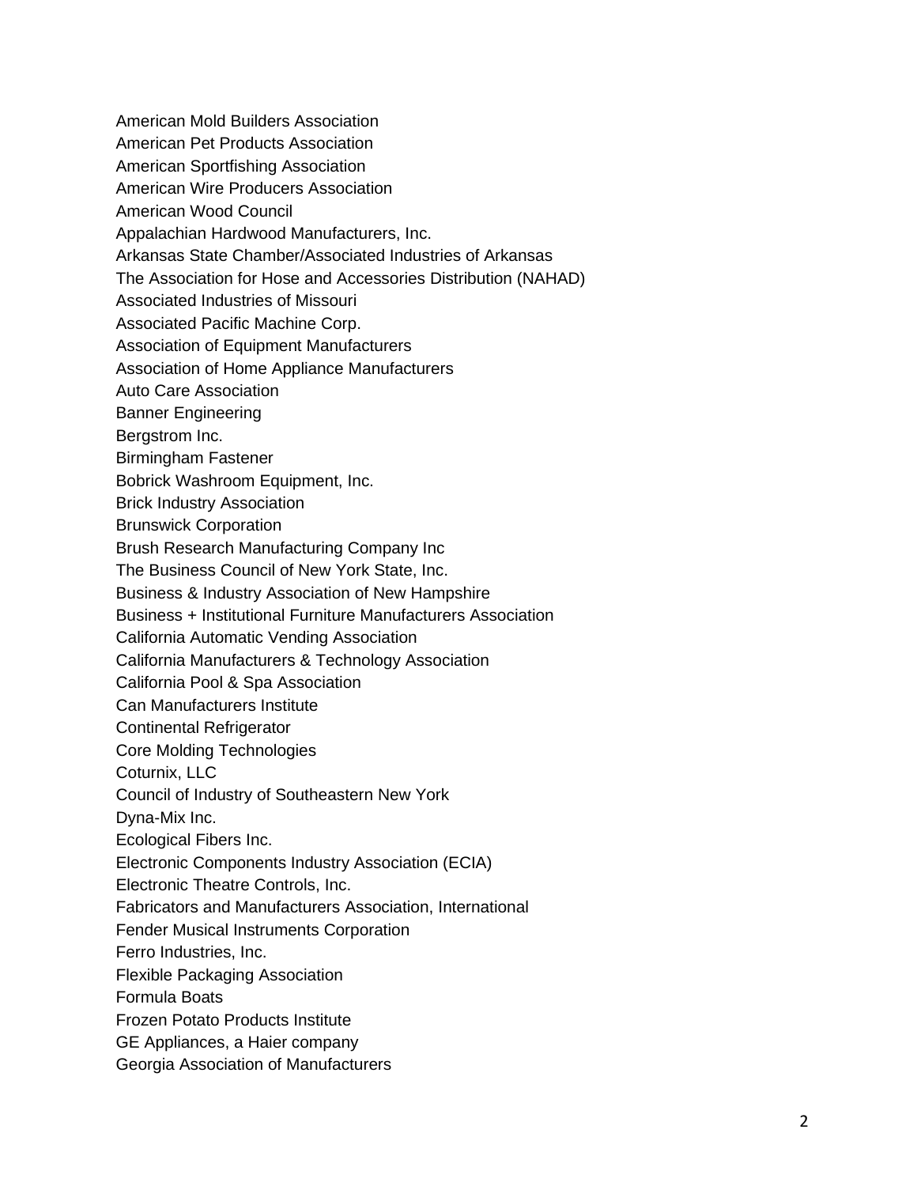American Mold Builders Association
American Pet Products Association
American Sportfishing Association
American Wire Producers Association
American Wood Council
Appalachian Hardwood Manufacturers, Inc.
Arkansas State Chamber/Associated Industries of Arkansas
The Association for Hose and Accessories Distribution (NAHAD)
Associated Industries of Missouri
Associated Pacific Machine Corp.
Association of Equipment Manufacturers
Association of Home Appliance Manufacturers
Auto Care Association
Banner Engineering
Bergstrom Inc.
Birmingham Fastener
Bobrick Washroom Equipment, Inc.
Brick Industry Association
Brunswick Corporation
Brush Research Manufacturing Company Inc
The Business Council of New York State, Inc.
Business & Industry Association of New Hampshire
Business + Institutional Furniture Manufacturers Association
California Automatic Vending Association
California Manufacturers & Technology Association
California Pool & Spa Association
Can Manufacturers Institute
Continental Refrigerator
Core Molding Technologies
Coturnix, LLC
Council of Industry of Southeastern New York
Dyna-Mix Inc.
Ecological Fibers Inc.
Electronic Components Industry Association (ECIA)
Electronic Theatre Controls, Inc.
Fabricators and Manufacturers Association, International
Fender Musical Instruments Corporation
Ferro Industries, Inc.
Flexible Packaging Association
Formula Boats
Frozen Potato Products Institute
GE Appliances, a Haier company
Georgia Association of Manufacturers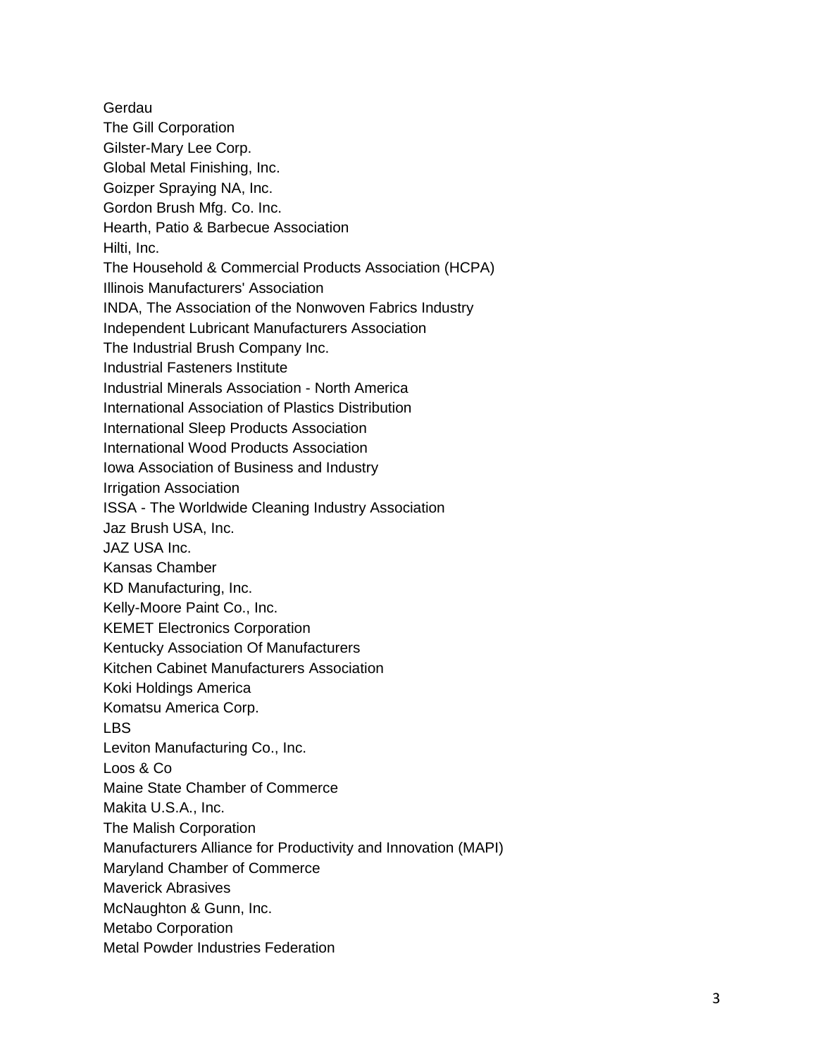Gerdau
The Gill Corporation
Gilster-Mary Lee Corp.
Global Metal Finishing, Inc.
Goizper Spraying NA, Inc.
Gordon Brush Mfg. Co. Inc.
Hearth, Patio & Barbecue Association
Hilti, Inc.
The Household & Commercial Products Association (HCPA)
Illinois Manufacturers' Association
INDA, The Association of the Nonwoven Fabrics Industry
Independent Lubricant Manufacturers Association
The Industrial Brush Company Inc.
Industrial Fasteners Institute
Industrial Minerals Association - North America
International Association of Plastics Distribution
International Sleep Products Association
International Wood Products Association
Iowa Association of Business and Industry
Irrigation Association
ISSA - The Worldwide Cleaning Industry Association
Jaz Brush USA, Inc.
JAZ USA Inc.
Kansas Chamber
KD Manufacturing, Inc.
Kelly-Moore Paint Co., Inc.
KEMET Electronics Corporation
Kentucky Association Of Manufacturers
Kitchen Cabinet Manufacturers Association
Koki Holdings America
Komatsu America Corp.
LBS
Leviton Manufacturing Co., Inc.
Loos & Co
Maine State Chamber of Commerce
Makita U.S.A., Inc.
The Malish Corporation
Manufacturers Alliance for Productivity and Innovation (MAPI)
Maryland Chamber of Commerce
Maverick Abrasives
McNaughton & Gunn, Inc.
Metabo Corporation
Metal Powder Industries Federation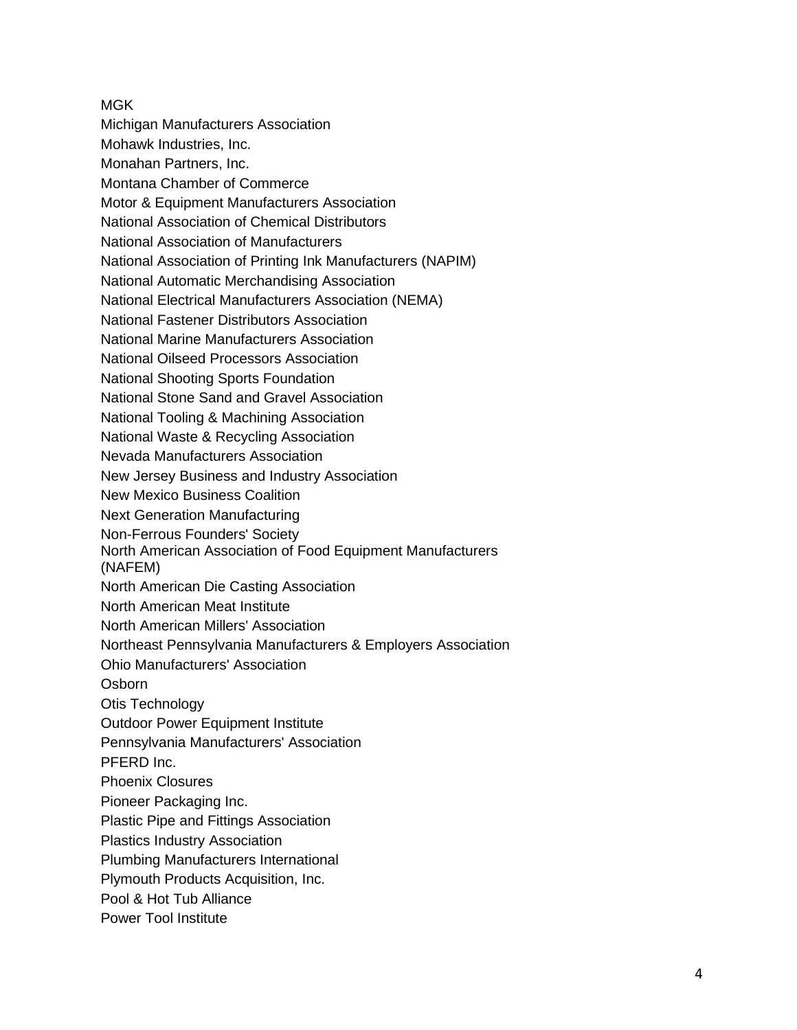MGK

Michigan Manufacturers Association

Mohawk Industries, Inc.

Monahan Partners, Inc.

Montana Chamber of Commerce

Motor & Equipment Manufacturers Association

National Association of Chemical Distributors

National Association of Manufacturers

National Association of Printing Ink Manufacturers (NAPIM)

National Automatic Merchandising Association

National Electrical Manufacturers Association (NEMA)

National Fastener Distributors Association

National Marine Manufacturers Association

National Oilseed Processors Association

National Shooting Sports Foundation

National Stone Sand and Gravel Association

National Tooling & Machining Association

National Waste & Recycling Association

Nevada Manufacturers Association

New Jersey Business and Industry Association

New Mexico Business Coalition

Next Generation Manufacturing

Non-Ferrous Founders' Society

North American Association of Food Equipment Manufacturers (NAFEM)

North American Die Casting Association

North American Meat Institute

North American Millers' Association

Northeast Pennsylvania Manufacturers & Employers Association

Ohio Manufacturers' Association

Osborn

Otis Technology

Outdoor Power Equipment Institute

Pennsylvania Manufacturers' Association

PFERD Inc.

Phoenix Closures

Pioneer Packaging Inc.

Plastic Pipe and Fittings Association

Plastics Industry Association

Plumbing Manufacturers International

Plymouth Products Acquisition, Inc.

Pool & Hot Tub Alliance

Power Tool Institute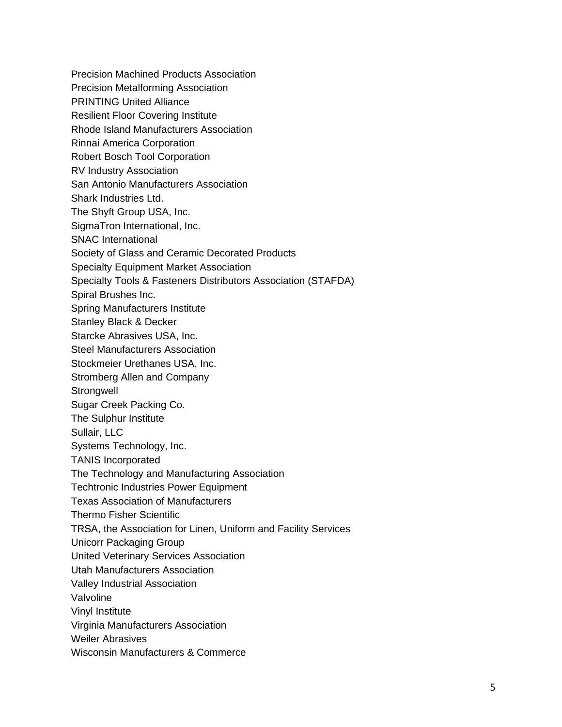Precision Machined Products Association
Precision Metalforming Association
PRINTING United Alliance
Resilient Floor Covering Institute
Rhode Island Manufacturers Association
Rinnai America Corporation
Robert Bosch Tool Corporation
RV Industry Association
San Antonio Manufacturers Association
Shark Industries Ltd.
The Shyft Group USA, Inc.
SigmaTron International, Inc.
SNAC International
Society of Glass and Ceramic Decorated Products
Specialty Equipment Market Association
Specialty Tools & Fasteners Distributors Association (STAFDA)
Spiral Brushes Inc.
Spring Manufacturers Institute
Stanley Black & Decker
Starcke Abrasives USA, Inc.
Steel Manufacturers Association
Stockmeier Urethanes USA, Inc.
Stromberg Allen and Company
Strongwell
Sugar Creek Packing Co.
The Sulphur Institute
Sullair, LLC
Systems Technology, Inc.
TANIS Incorporated
The Technology and Manufacturing Association
Techtronic Industries Power Equipment
Texas Association of Manufacturers
Thermo Fisher Scientific
TRSA, the Association for Linen, Uniform and Facility Services
Unicorr Packaging Group
United Veterinary Services Association
Utah Manufacturers Association
Valley Industrial Association
Valvoline
Vinyl Institute
Virginia Manufacturers Association
Weiler Abrasives
Wisconsin Manufacturers & Commerce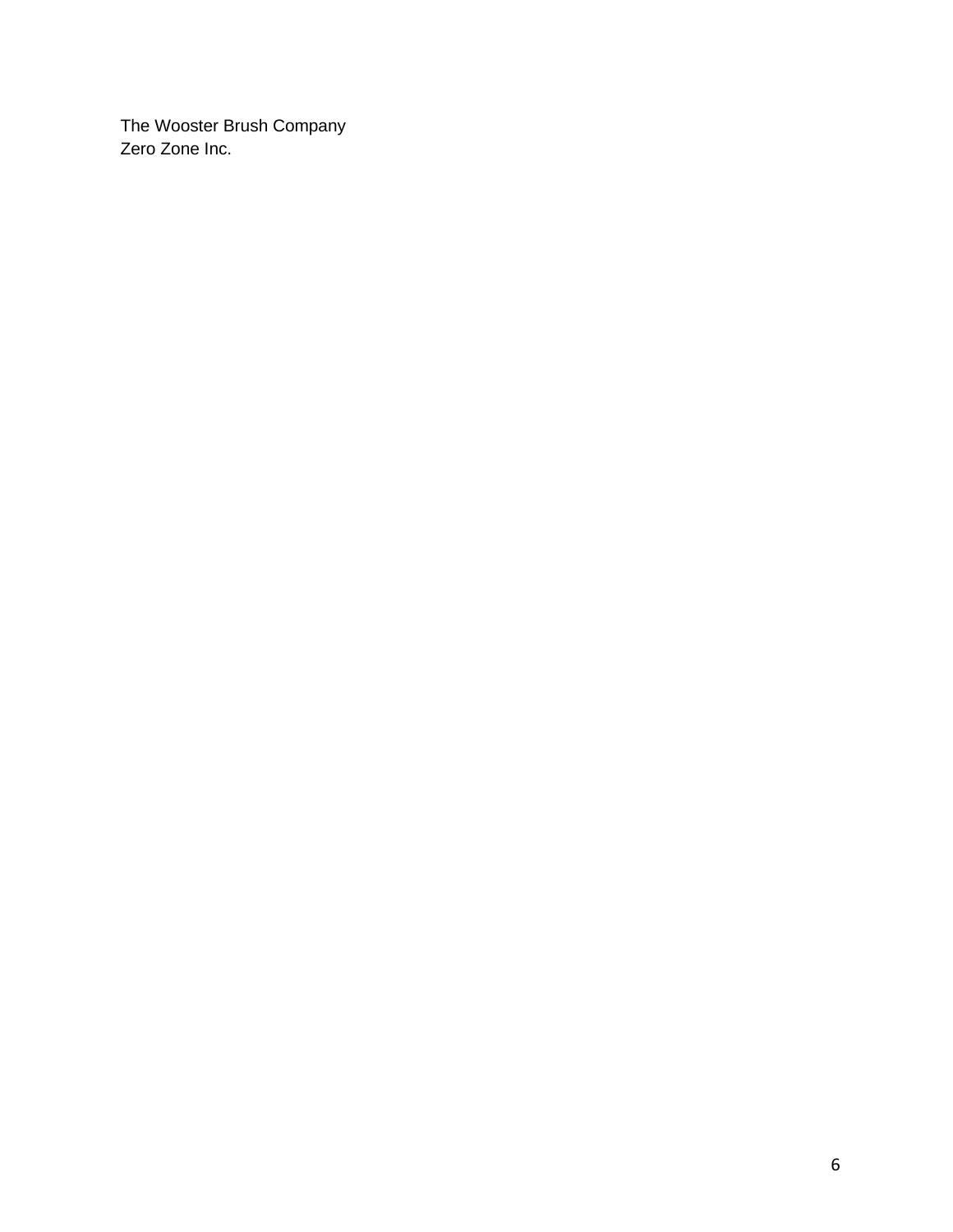The Wooster Brush Company
Zero Zone Inc.